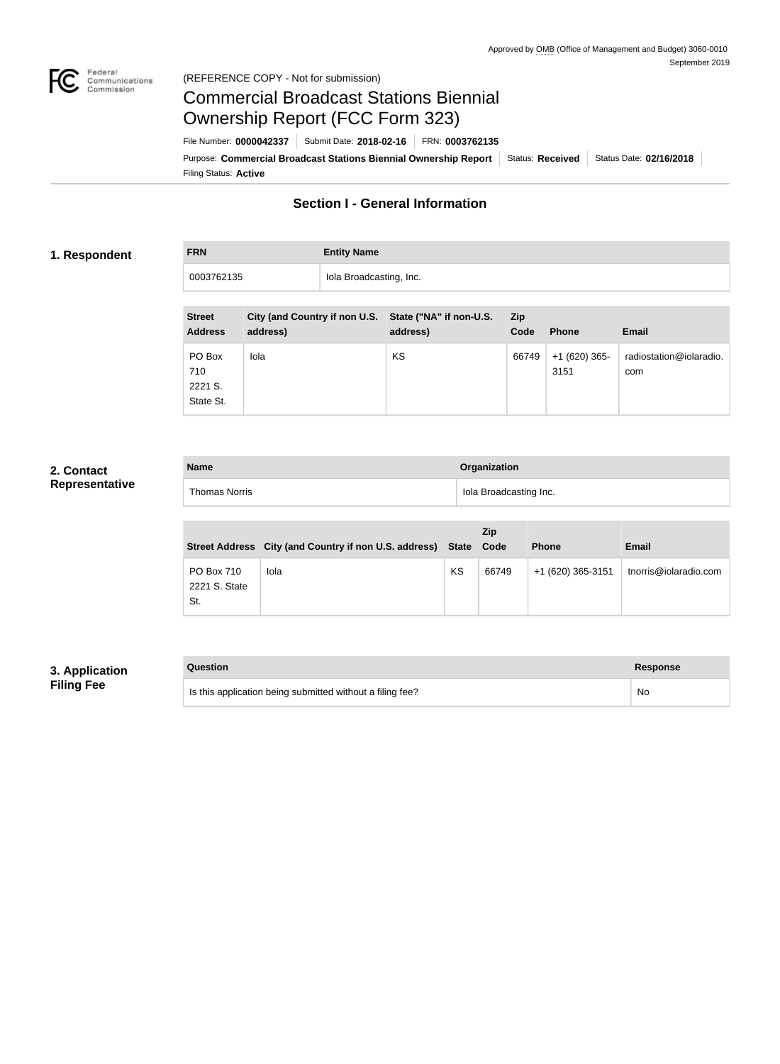Approved by OMB (Office of Management and Budget) 3060-0010
September 2019

(REFERENCE COPY - Not for submission)

# Commercial Broadcast Stations Biennial Ownership Report (FCC Form 323)

File Number: **0000042337** | Submit Date: **2018-02-16** | FRN: **0003762135**

Purpose: **Commercial Broadcast Stations Biennial Ownership Report** | Status: **Received** | Status Date: **02/16/2018**

Filing Status: **Active**

## Section I - General Information

### 1. Respondent

| FRN | Entity Name |
|---|---|
| 0003762135 | Iola Broadcasting, Inc. |

| Street Address | City (and Country if non U.S. address) | State ("NA" if non-U.S. address) | Zip Code | Phone | Email |
|---|---|---|---|---|---|
| PO Box 710 2221 S. State St. | Iola | KS | 66749 | +1 (620) 365-3151 | radiostation@iolaradio.com |

### 2. Contact Representative

| Name | Organization |
|---|---|
| Thomas Norris | Iola Broadcasting Inc. |

| Street Address | City (and Country if non U.S. address) | State | Zip Code | Phone | Email |
|---|---|---|---|---|---|
| PO Box 710 2221 S. State St. | Iola | KS | 66749 | +1 (620) 365-3151 | tnorris@iolaradio.com |

### 3. Application Filing Fee

| Question | Response |
|---|---|
| Is this application being submitted without a filing fee? | No |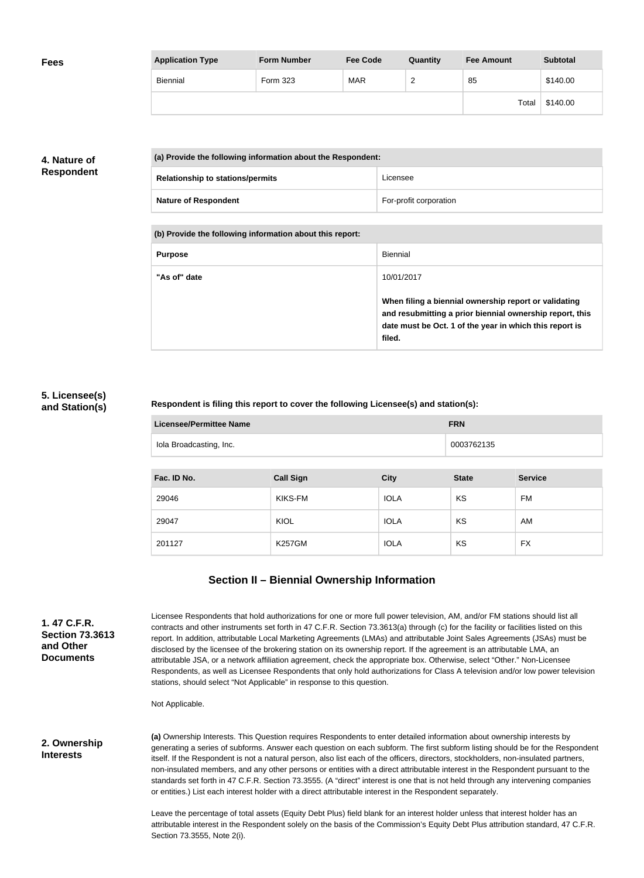**Fees**

| Application Type | Form Number | Fee Code | Quantity | Fee Amount | Subtotal |
|---|---|---|---|---|---|
| Biennial | Form 323 | MAR | 2 | 85 | $140.00 |
| | | | | Total | $140.00 |

**4. Nature of Respondent**

| (a) Provide the following information about the Respondent: | |
|---|---|
| Relationship to stations/permits | Licensee |
| Nature of Respondent | For-profit corporation |

| (b) Provide the following information about this report: | |
|---|---|
| Purpose | Biennial |
| "As of" date | 10/01/2017<br><br>**When filing a biennial ownership report or validating and resubmitting a prior biennial ownership report, this date must be Oct. 1 of the year in which this report is filed.** |

**5. Licensee(s) and Station(s)**

**Respondent is filing this report to cover the following Licensee(s) and station(s):**

| Licensee/Permittee Name | FRN |
|---|---|
| Iola Broadcasting, Inc. | 0003762135 |

| Fac. ID No. | Call Sign | City | State | Service |
|---|---|---|---|---|
| 29046 | KIKS-FM | IOLA | KS | FM |
| 29047 | KIOL | IOLA | KS | AM |
| 201127 | K257GM | IOLA | KS | FX |

## Section II – Biennial Ownership Information

**1. 47 C.F.R. Section 73.3613 and Other Documents**

Licensee Respondents that hold authorizations for one or more full power television, AM, and/or FM stations should list all contracts and other instruments set forth in 47 C.F.R. Section 73.3613(a) through (c) for the facility or facilities listed on this report. In addition, attributable Local Marketing Agreements (LMAs) and attributable Joint Sales Agreements (JSAs) must be disclosed by the licensee of the brokering station on its ownership report. If the agreement is an attributable LMA, an attributable JSA, or a network affiliation agreement, check the appropriate box. Otherwise, select "Other." Non-Licensee Respondents, as well as Licensee Respondents that only hold authorizations for Class A television and/or low power television stations, should select "Not Applicable" in response to this question.

Not Applicable.

**2. Ownership Interests**

**(a)** Ownership Interests. This Question requires Respondents to enter detailed information about ownership interests by generating a series of subforms. Answer each question on each subform. The first subform listing should be for the Respondent itself. If the Respondent is not a natural person, also list each of the officers, directors, stockholders, non-insulated partners, non-insulated members, and any other persons or entities with a direct attributable interest in the Respondent pursuant to the standards set forth in 47 C.F.R. Section 73.3555. (A "direct" interest is one that is not held through any intervening companies or entities.) List each interest holder with a direct attributable interest in the Respondent separately.

Leave the percentage of total assets (Equity Debt Plus) field blank for an interest holder unless that interest holder has an attributable interest in the Respondent solely on the basis of the Commission's Equity Debt Plus attribution standard, 47 C.F.R. Section 73.3555, Note 2(i).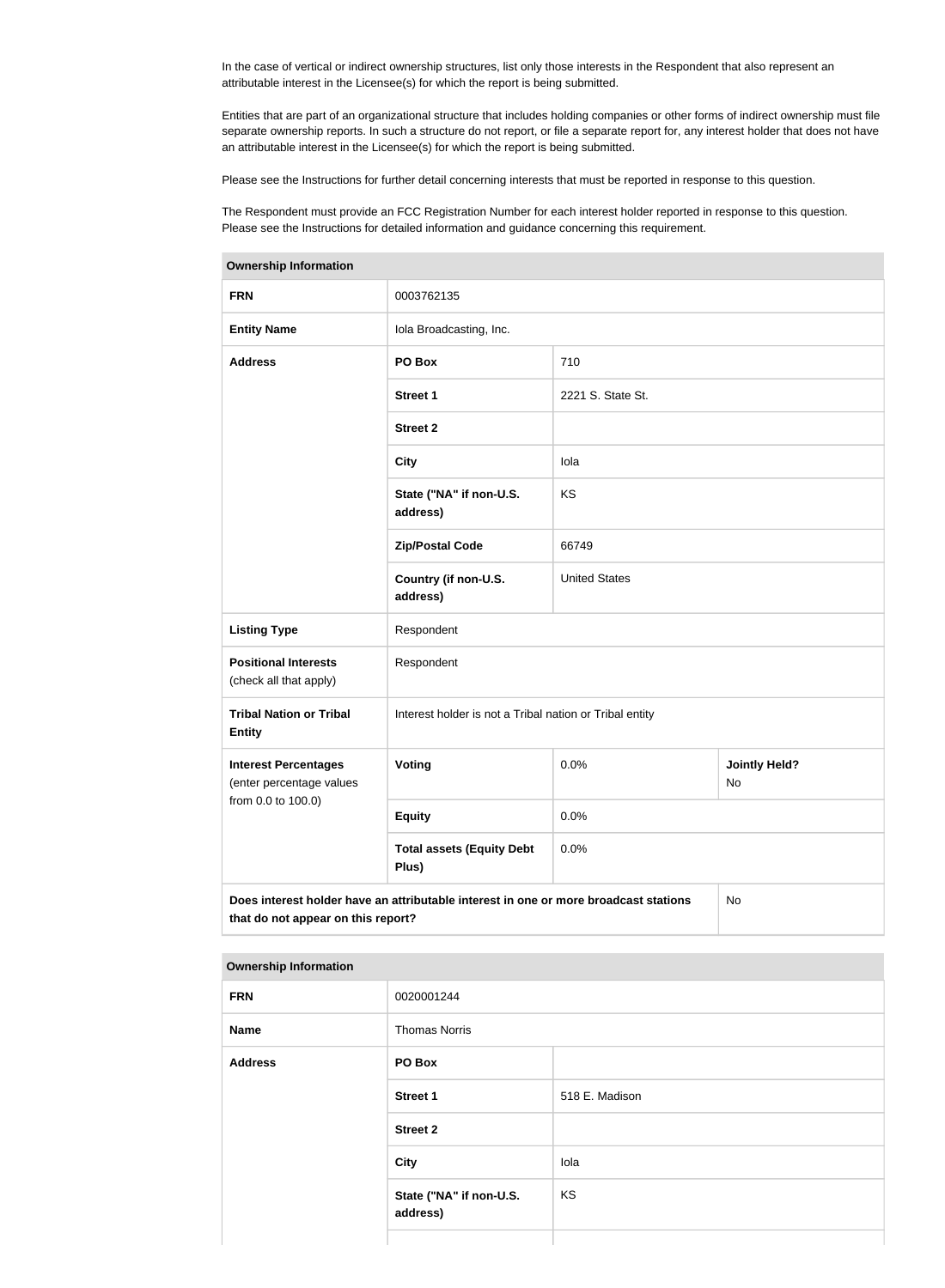In the case of vertical or indirect ownership structures, list only those interests in the Respondent that also represent an attributable interest in the Licensee(s) for which the report is being submitted.

Entities that are part of an organizational structure that includes holding companies or other forms of indirect ownership must file separate ownership reports. In such a structure do not report, or file a separate report for, any interest holder that does not have an attributable interest in the Licensee(s) for which the report is being submitted.

Please see the Instructions for further detail concerning interests that must be reported in response to this question.

The Respondent must provide an FCC Registration Number for each interest holder reported in response to this question. Please see the Instructions for detailed information and guidance concerning this requirement.

| Ownership Information | | | |
|---|---|---|---|
| **FRN** | 0003762135 | | |
| **Entity Name** | Iola Broadcasting, Inc. | | |
| **Address** | **PO Box** | 710 | |
| | **Street 1** | 2221 S. State St. | |
| | **Street 2** | | |
| | **City** | Iola | |
| | **State ("NA" if non-U.S. address)** | KS | |
| | **Zip/Postal Code** | 66749 | |
| | **Country (if non-U.S. address)** | United States | |
| **Listing Type** | Respondent | | |
| **Positional Interests** (check all that apply) | Respondent | | |
| **Tribal Nation or Tribal Entity** | Interest holder is not a Tribal nation or Tribal entity | | |
| **Interest Percentages** (enter percentage values from 0.0 to 100.0) | **Voting** | 0.0% | **Jointly Held?** No |
| | **Equity** | 0.0% | |
| | **Total assets (Equity Debt Plus)** | 0.0% | |
| **Does interest holder have an attributable interest in one or more broadcast stations that do not appear on this report?** | | | No |

| Ownership Information | | |
|---|---|---|
| **FRN** | 0020001244 | |
| **Name** | Thomas Norris | |
| **Address** | **PO Box** | |
| | **Street 1** | 518 E. Madison |
| | **Street 2** | |
| | **City** | Iola |
| | **State ("NA" if non-U.S. address)** | KS |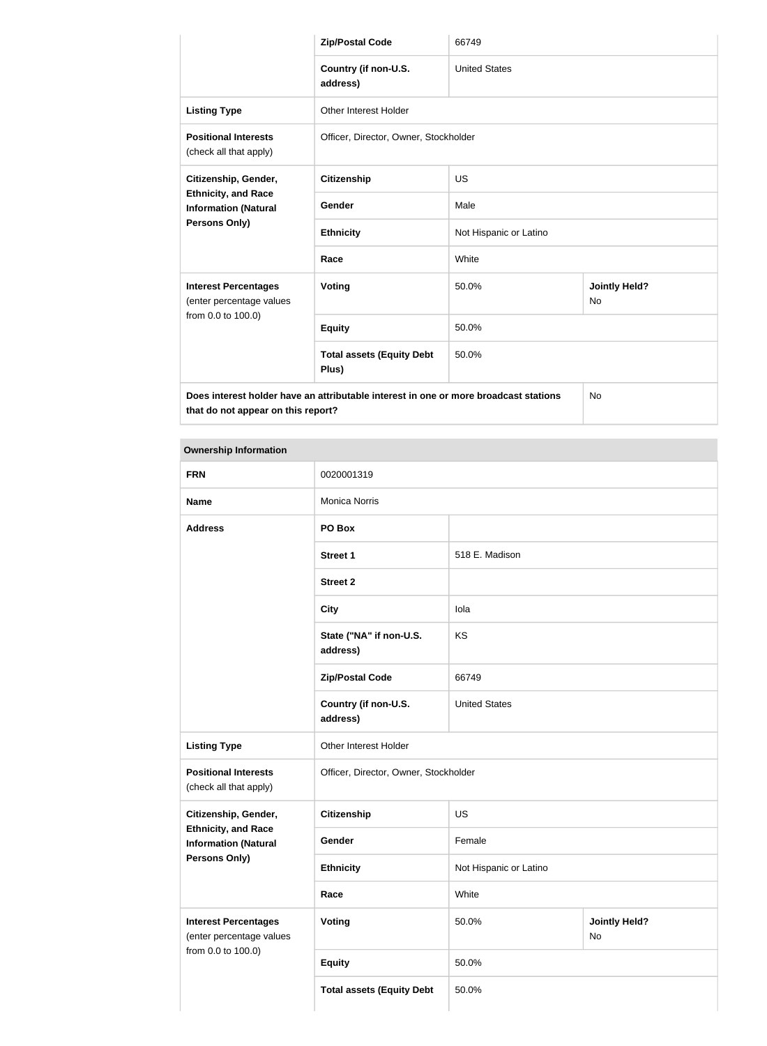| | | | |
|---|---|---|---|
| | **Zip/Postal Code** | 66749 | |
| | **Country (if non-U.S. address)** | United States | |
| **Listing Type** | Other Interest Holder | | |
| **Positional Interests** (check all that apply) | Officer, Director, Owner, Stockholder | | |
| **Citizenship, Gender, Ethnicity, and Race Information (Natural Persons Only)** | **Citizenship** | US | |
| | **Gender** | Male | |
| | **Ethnicity** | Not Hispanic or Latino | |
| | **Race** | White | |
| **Interest Percentages** (enter percentage values from 0.0 to 100.0) | **Voting** | 50.0% | **Jointly Held?** No |
| | **Equity** | 50.0% | |
| | **Total assets (Equity Debt Plus)** | 50.0% | |
| **Does interest holder have an attributable interest in one or more broadcast stations that do not appear on this report?** | | | No |

| **Ownership Information** | | | |
|---|---|---|---|
| **FRN** | 0020001319 | | |
| **Name** | Monica Norris | | |
| **Address** | **PO Box** | | |
| | **Street 1** | 518 E. Madison | |
| | **Street 2** | | |
| | **City** | Iola | |
| | **State ("NA" if non-U.S. address)** | KS | |
| | **Zip/Postal Code** | 66749 | |
| | **Country (if non-U.S. address)** | United States | |
| **Listing Type** | Other Interest Holder | | |
| **Positional Interests** (check all that apply) | Officer, Director, Owner, Stockholder | | |
| **Citizenship, Gender, Ethnicity, and Race Information (Natural Persons Only)** | **Citizenship** | US | |
| | **Gender** | Female | |
| | **Ethnicity** | Not Hispanic or Latino | |
| | **Race** | White | |
| **Interest Percentages** (enter percentage values from 0.0 to 100.0) | **Voting** | 50.0% | **Jointly Held?** No |
| | **Equity** | 50.0% | |
| | **Total assets (Equity Debt** | 50.0% | |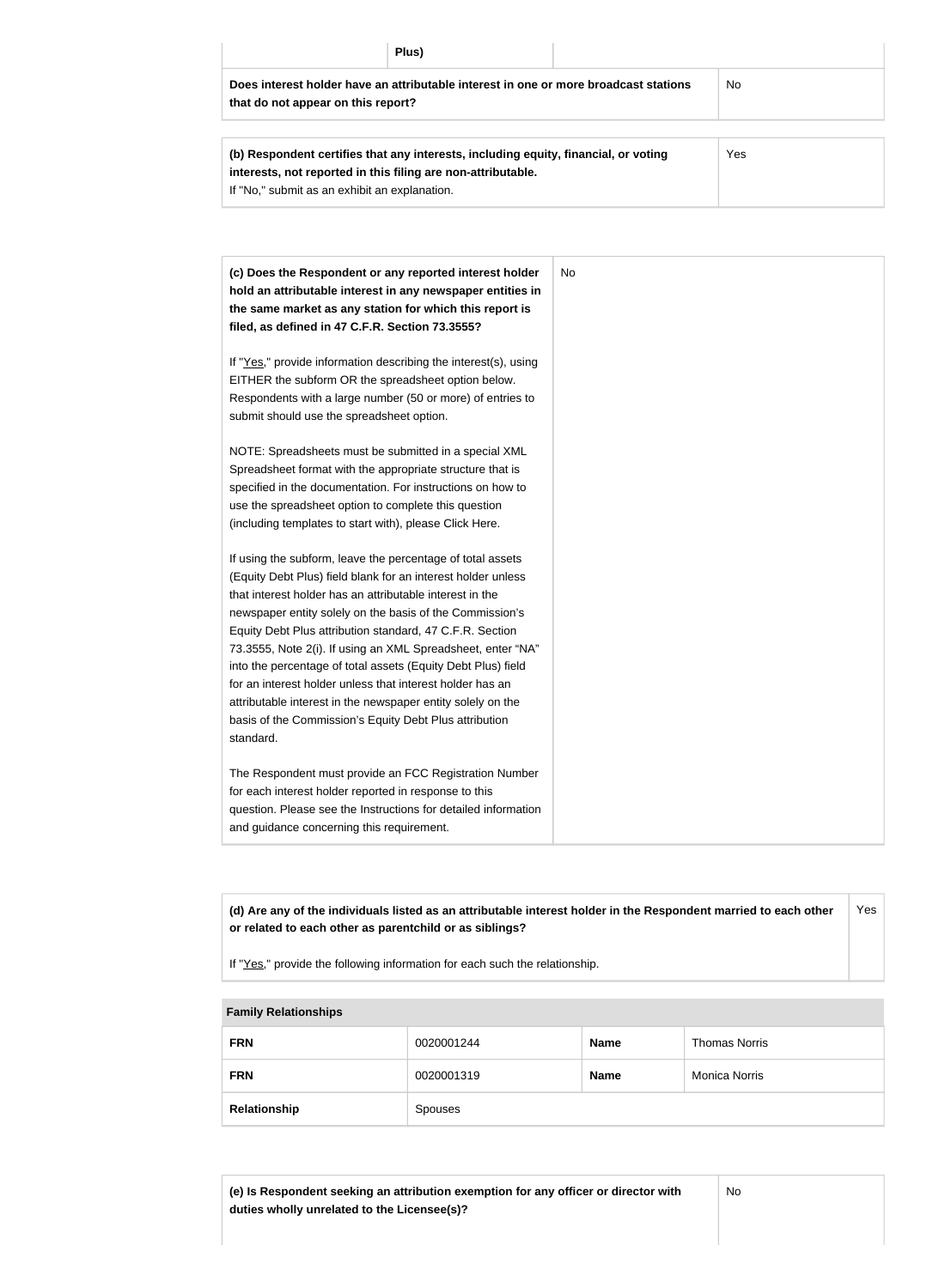| | Plus) | |
|---|---|---|
| **Does interest holder have an attributable interest in one or more broadcast stations that do not appear on this report?** | | No |

| | |
|---|---|
| **(b) Respondent certifies that any interests, including equity, financial, or voting interests, not reported in this filing are non-attributable.**<br>If "No," submit as an exhibit an explanation. | Yes |

| | |
|---|---|
| **(c) Does the Respondent or any reported interest holder hold an attributable interest in any newspaper entities in the same market as any station for which this report is filed, as defined in 47 C.F.R. Section 73.3555?**<br><br>If "Yes," provide information describing the interest(s), using EITHER the subform OR the spreadsheet option below. Respondents with a large number (50 or more) of entries to submit should use the spreadsheet option.<br><br>NOTE: Spreadsheets must be submitted in a special XML Spreadsheet format with the appropriate structure that is specified in the documentation. For instructions on how to use the spreadsheet option to complete this question (including templates to start with), please Click Here.<br><br>If using the subform, leave the percentage of total assets (Equity Debt Plus) field blank for an interest holder unless that interest holder has an attributable interest in the newspaper entity solely on the basis of the Commission's Equity Debt Plus attribution standard, 47 C.F.R. Section 73.3555, Note 2(i). If using an XML Spreadsheet, enter "NA" into the percentage of total assets (Equity Debt Plus) field for an interest holder unless that interest holder has an attributable interest in the newspaper entity solely on the basis of the Commission's Equity Debt Plus attribution standard.<br><br>The Respondent must provide an FCC Registration Number for each interest holder reported in response to this question. Please see the Instructions for detailed information and guidance concerning this requirement. | No |

| | |
|---|---|
| **(d) Are any of the individuals listed as an attributable interest holder in the Respondent married to each other or related to each other as parentchild or as siblings?**<br><br>If "Yes," provide the following information for each such the relationship. | Yes |

**Family Relationships**

| | | | |
|---|---|---|---|
| **FRN** | 0020001244 | **Name** | Thomas Norris |
| **FRN** | 0020001319 | **Name** | Monica Norris |
| **Relationship** | Spouses | | |

| | |
|---|---|
| **(e) Is Respondent seeking an attribution exemption for any officer or director with duties wholly unrelated to the Licensee(s)?** | No |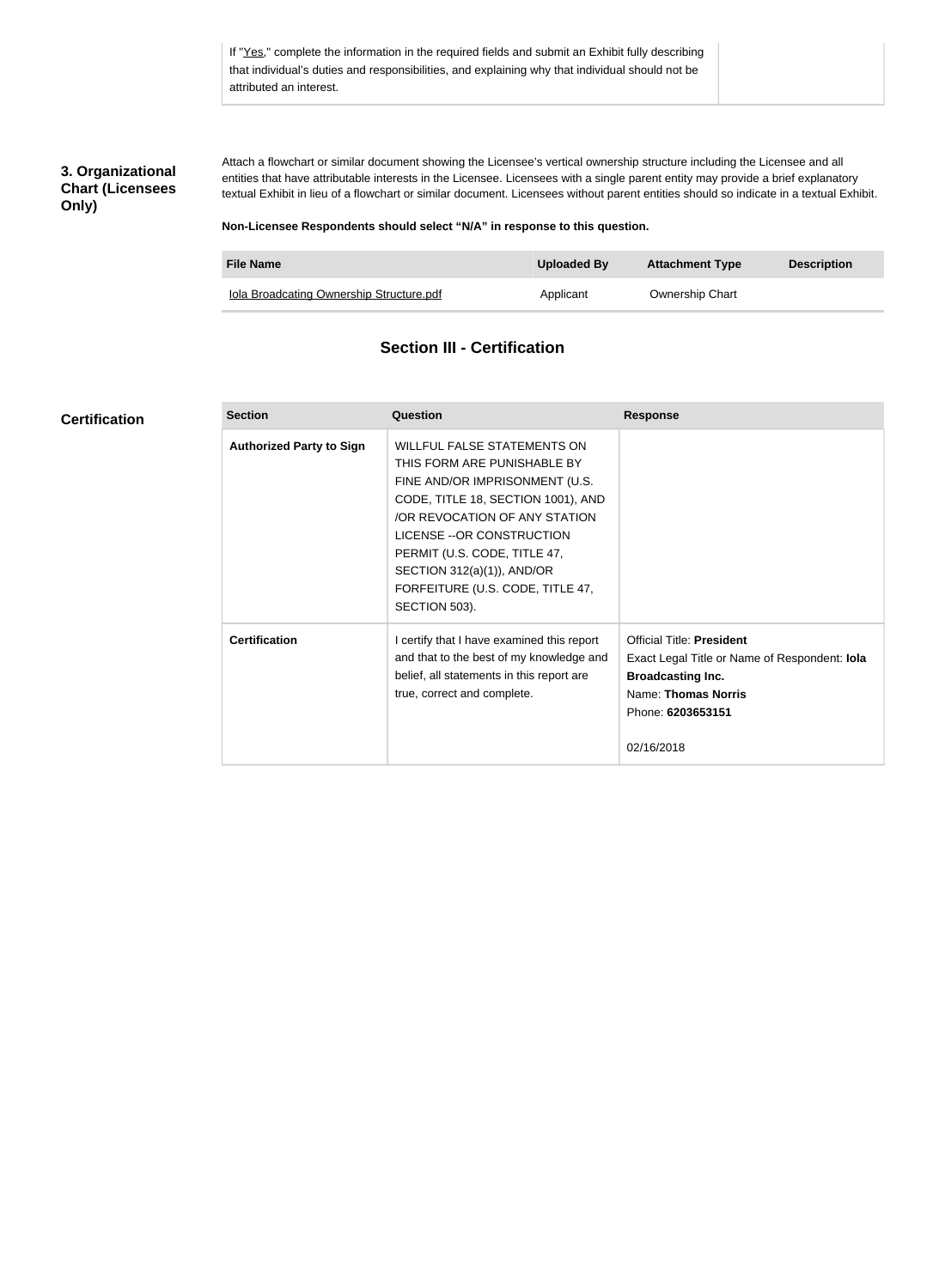| | |
|---|---|
| If "Yes," complete the information in the required fields and submit an Exhibit fully describing that individual's duties and responsibilities, and explaining why that individual should not be attributed an interest. | |

### 3. Organizational Chart (Licensees Only)

Attach a flowchart or similar document showing the Licensee's vertical ownership structure including the Licensee and all entities that have attributable interests in the Licensee. Licensees with a single parent entity may provide a brief explanatory textual Exhibit in lieu of a flowchart or similar document. Licensees without parent entities should so indicate in a textual Exhibit.

**Non-Licensee Respondents should select "N/A" in response to this question.**

| File Name | Uploaded By | Attachment Type | Description |
|---|---|---|---|
| Iola Broadcating Ownership Structure.pdf | Applicant | Ownership Chart | |

## Section III - Certification

### Certification

| Section | Question | Response |
|---|---|---|
| **Authorized Party to Sign** | WILLFUL FALSE STATEMENTS ON THIS FORM ARE PUNISHABLE BY FINE AND/OR IMPRISONMENT (U.S. CODE, TITLE 18, SECTION 1001), AND /OR REVOCATION OF ANY STATION LICENSE --OR CONSTRUCTION PERMIT (U.S. CODE, TITLE 47, SECTION 312(a)(1)), AND/OR FORFEITURE (U.S. CODE, TITLE 47, SECTION 503). | |
| **Certification** | I certify that I have examined this report and that to the best of my knowledge and belief, all statements in this report are true, correct and complete. | Official Title: **President**<br>Exact Legal Title or Name of Respondent: **Iola Broadcasting Inc.**<br>Name: **Thomas Norris**<br>Phone: **6203653151**<br><br>02/16/2018 |